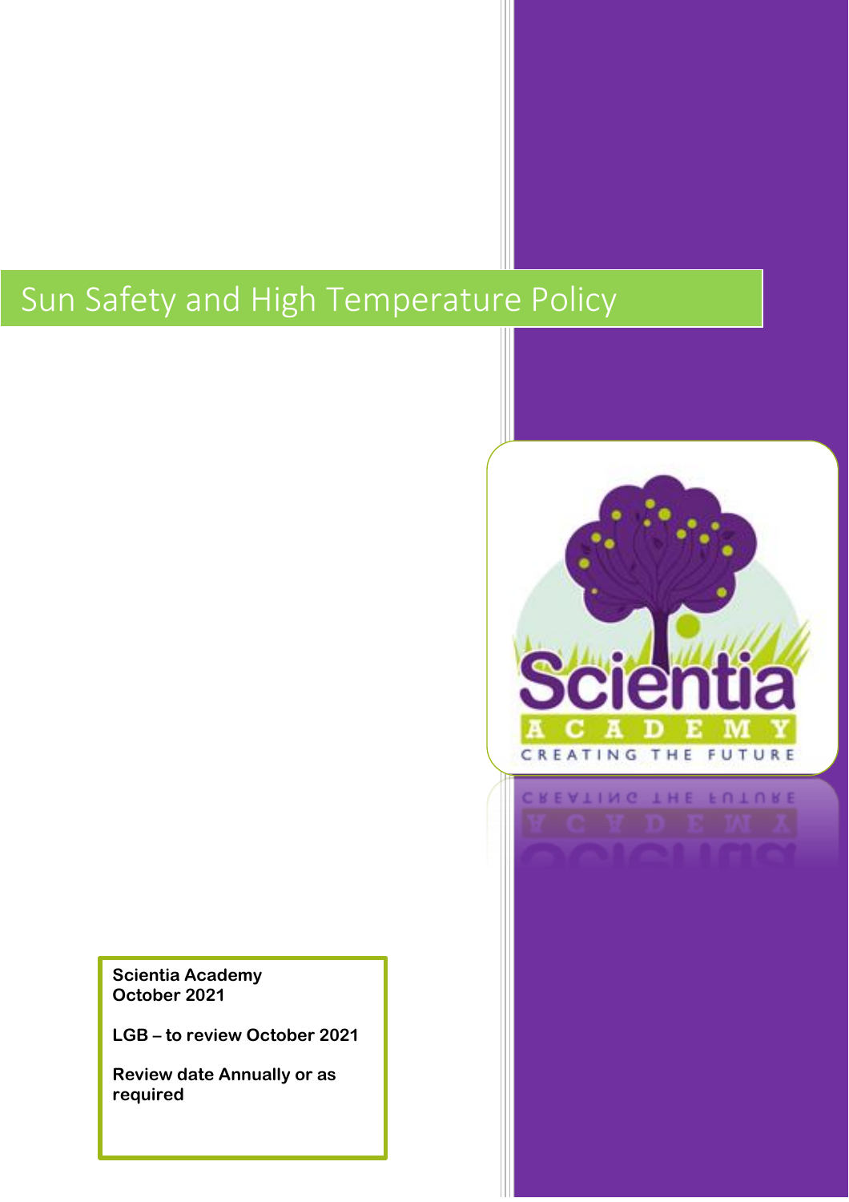# Sun Safety and High Temperature Policy

**Scientia Academy**
**October 2021**

**LGB – to review October 2021**

**Review date Annually or as required**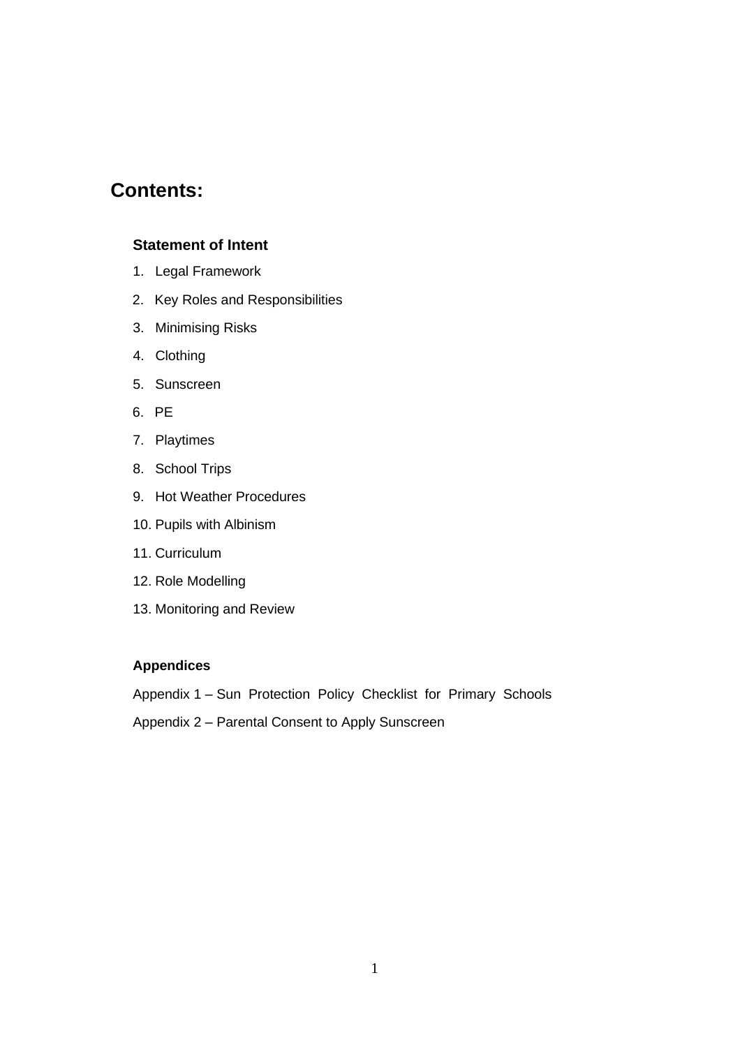# Contents:

**Statement of Intent**

1. Legal Framework
2. Key Roles and Responsibilities
3. Minimising Risks
4. Clothing
5. Sunscreen
6. PE
7. Playtimes
8. School Trips
9. Hot Weather Procedures
10. Pupils with Albinism
11. Curriculum
12. Role Modelling
13. Monitoring and Review

**Appendices**

Appendix 1 – Sun Protection Policy Checklist for Primary Schools

Appendix 2 – Parental Consent to Apply Sunscreen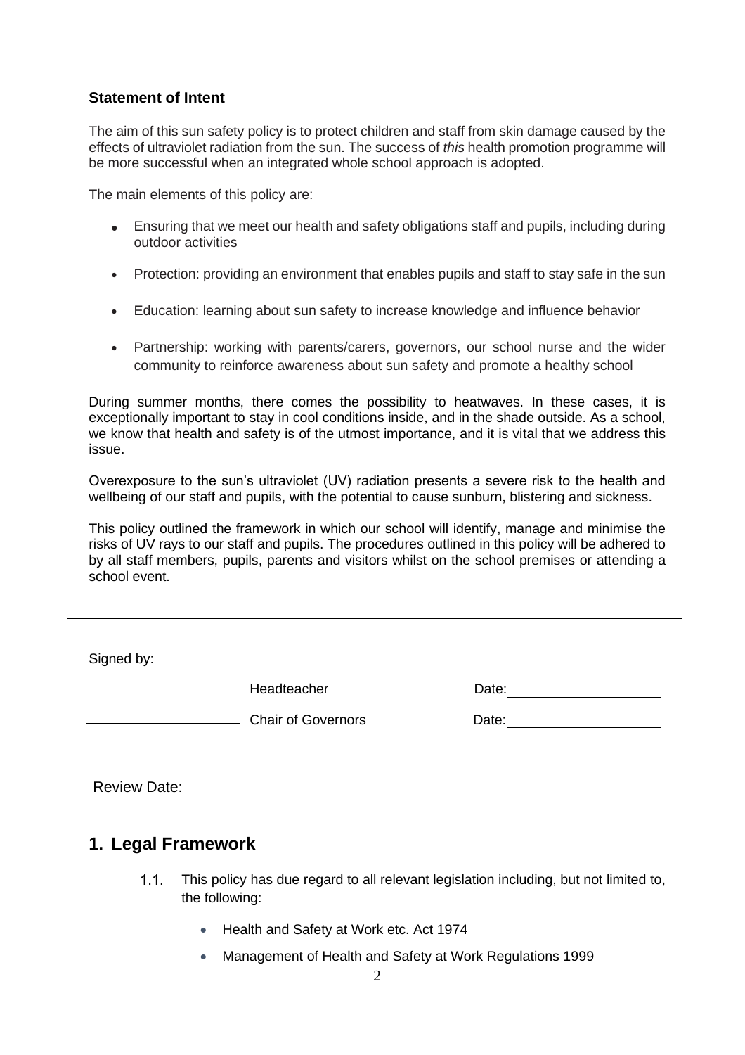**Statement of Intent**

The aim of this sun safety policy is to protect children and staff from skin damage caused by the effects of ultraviolet radiation from the sun. The success of *this* health promotion programme will be more successful when an integrated whole school approach is adopted.

The main elements of this policy are:

- Ensuring that we meet our health and safety obligations staff and pupils, including during outdoor activities
- Protection: providing an environment that enables pupils and staff to stay safe in the sun
- Education: learning about sun safety to increase knowledge and influence behavior
- Partnership: working with parents/carers, governors, our school nurse and the wider community to reinforce awareness about sun safety and promote a healthy school

During summer months, there comes the possibility to heatwaves. In these cases, it is exceptionally important to stay in cool conditions inside, and in the shade outside. As a school, we know that health and safety is of the utmost importance, and it is vital that we address this issue.

Overexposure to the sun's ultraviolet (UV) radiation presents a severe risk to the health and wellbeing of our staff and pupils, with the potential to cause sunburn, blistering and sickness.

This policy outlined the framework in which our school will identify, manage and minimise the risks of UV rays to our staff and pupils. The procedures outlined in this policy will be adhered to by all staff members, pupils, parents and visitors whilst on the school premises or attending a school event.

---

Signed by:

\_\_\_\_\_\_\_\_\_\_\_\_\_\_\_\_\_\_\_\_ Headteacher Date: \_\_\_\_\_\_\_\_\_\_\_\_\_\_\_\_\_\_\_\_

\_\_\_\_\_\_\_\_\_\_\_\_\_\_\_\_\_\_\_\_ Chair of Governors Date: \_\_\_\_\_\_\_\_\_\_\_\_\_\_\_\_\_\_\_\_

Review Date: \_\_\_\_\_\_\_\_\_\_\_\_\_\_\_\_\_\_\_\_

## 1. Legal Framework

1.1. This policy has due regard to all relevant legislation including, but not limited to, the following:

- Health and Safety at Work etc. Act 1974
- Management of Health and Safety at Work Regulations 1999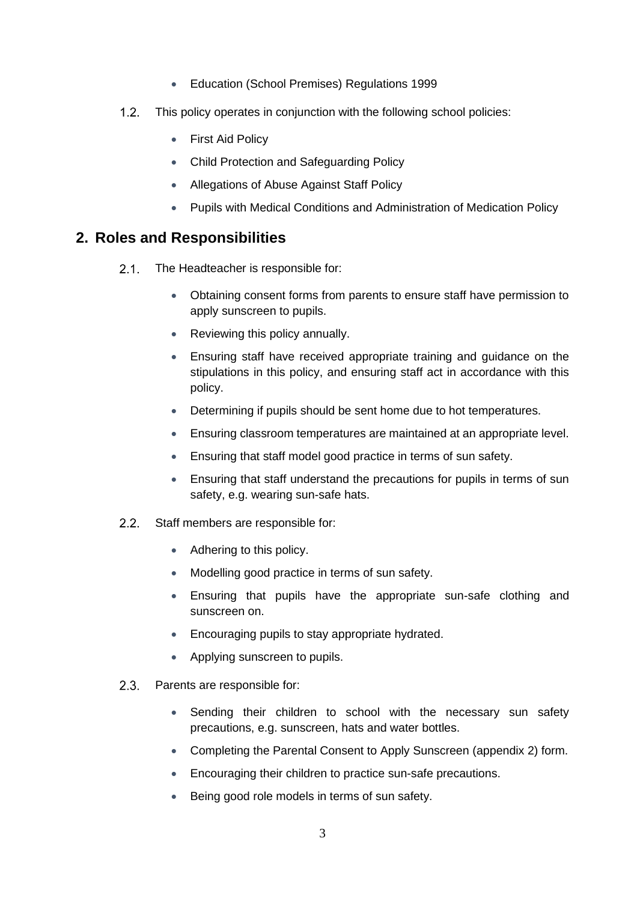- Education (School Premises) Regulations 1999

1.2. This policy operates in conjunction with the following school policies:

- First Aid Policy
- Child Protection and Safeguarding Policy
- Allegations of Abuse Against Staff Policy
- Pupils with Medical Conditions and Administration of Medication Policy

## 2. Roles and Responsibilities

2.1. The Headteacher is responsible for:

- Obtaining consent forms from parents to ensure staff have permission to apply sunscreen to pupils.
- Reviewing this policy annually.
- Ensuring staff have received appropriate training and guidance on the stipulations in this policy, and ensuring staff act in accordance with this policy.
- Determining if pupils should be sent home due to hot temperatures.
- Ensuring classroom temperatures are maintained at an appropriate level.
- Ensuring that staff model good practice in terms of sun safety.
- Ensuring that staff understand the precautions for pupils in terms of sun safety, e.g. wearing sun-safe hats.

2.2. Staff members are responsible for:

- Adhering to this policy.
- Modelling good practice in terms of sun safety.
- Ensuring that pupils have the appropriate sun-safe clothing and sunscreen on.
- Encouraging pupils to stay appropriate hydrated.
- Applying sunscreen to pupils.

2.3. Parents are responsible for:

- Sending their children to school with the necessary sun safety precautions, e.g. sunscreen, hats and water bottles.
- Completing the Parental Consent to Apply Sunscreen (appendix 2) form.
- Encouraging their children to practice sun-safe precautions.
- Being good role models in terms of sun safety.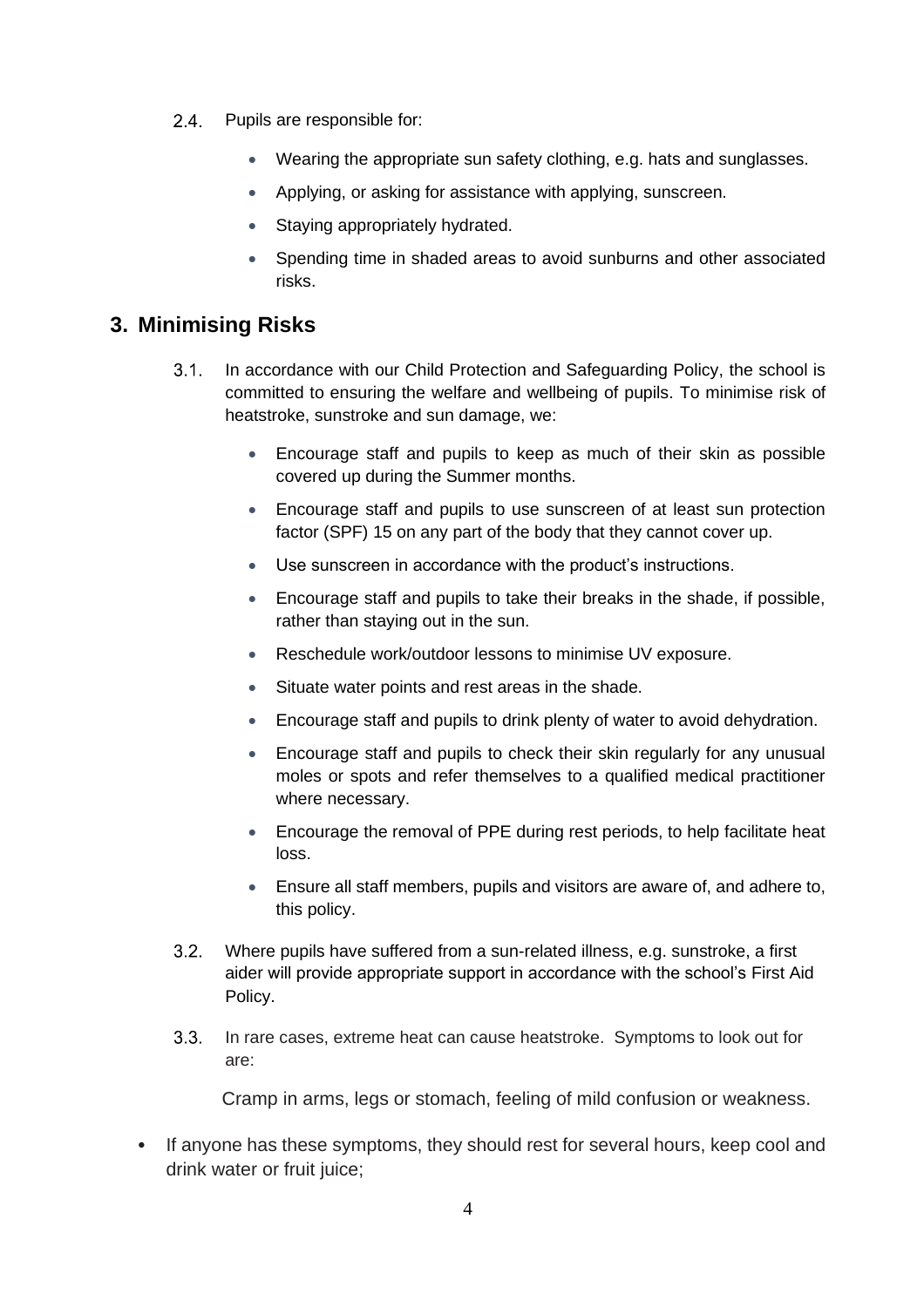2.4. Pupils are responsible for:

- Wearing the appropriate sun safety clothing, e.g. hats and sunglasses.
- Applying, or asking for assistance with applying, sunscreen.
- Staying appropriately hydrated.
- Spending time in shaded areas to avoid sunburns and other associated risks.

## 3. Minimising Risks

3.1. In accordance with our Child Protection and Safeguarding Policy, the school is committed to ensuring the welfare and wellbeing of pupils. To minimise risk of heatstroke, sunstroke and sun damage, we:

- Encourage staff and pupils to keep as much of their skin as possible covered up during the Summer months.
- Encourage staff and pupils to use sunscreen of at least sun protection factor (SPF) 15 on any part of the body that they cannot cover up.
- Use sunscreen in accordance with the product's instructions.
- Encourage staff and pupils to take their breaks in the shade, if possible, rather than staying out in the sun.
- Reschedule work/outdoor lessons to minimise UV exposure.
- Situate water points and rest areas in the shade.
- Encourage staff and pupils to drink plenty of water to avoid dehydration.
- Encourage staff and pupils to check their skin regularly for any unusual moles or spots and refer themselves to a qualified medical practitioner where necessary.
- Encourage the removal of PPE during rest periods, to help facilitate heat loss.
- Ensure all staff members, pupils and visitors are aware of, and adhere to, this policy.

3.2. Where pupils have suffered from a sun-related illness, e.g. sunstroke, a first aider will provide appropriate support in accordance with the school's First Aid Policy.

3.3. In rare cases, extreme heat can cause heatstroke. Symptoms to look out for are:

Cramp in arms, legs or stomach, feeling of mild confusion or weakness.

- If anyone has these symptoms, they should rest for several hours, keep cool and drink water or fruit juice;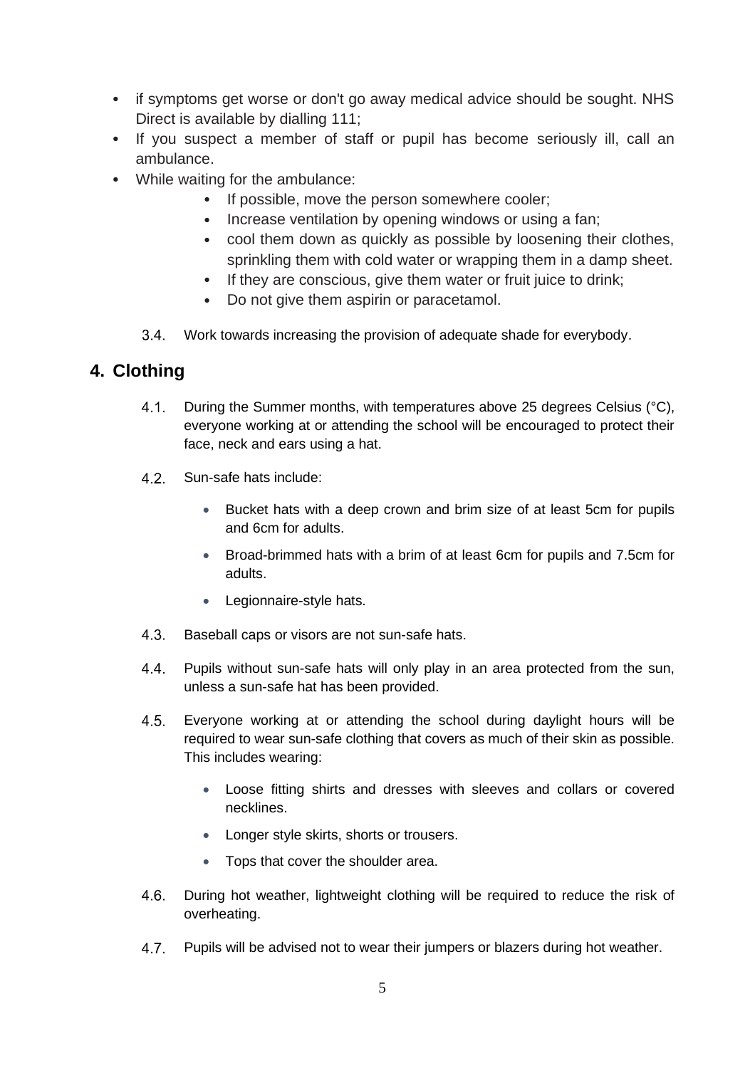- if symptoms get worse or don't go away medical advice should be sought. NHS Direct is available by dialling 111;
- If you suspect a member of staff or pupil has become seriously ill, call an ambulance.
- While waiting for the ambulance:
    - If possible, move the person somewhere cooler;
    - Increase ventilation by opening windows or using a fan;
    - cool them down as quickly as possible by loosening their clothes, sprinkling them with cold water or wrapping them in a damp sheet.
    - If they are conscious, give them water or fruit juice to drink;
    - Do not give them aspirin or paracetamol.

3.4. Work towards increasing the provision of adequate shade for everybody.

## 4. Clothing

4.1. During the Summer months, with temperatures above 25 degrees Celsius (°C), everyone working at or attending the school will be encouraged to protect their face, neck and ears using a hat.

4.2. Sun-safe hats include:

- Bucket hats with a deep crown and brim size of at least 5cm for pupils and 6cm for adults.
- Broad-brimmed hats with a brim of at least 6cm for pupils and 7.5cm for adults.
- Legionnaire-style hats.

4.3. Baseball caps or visors are not sun-safe hats.

4.4. Pupils without sun-safe hats will only play in an area protected from the sun, unless a sun-safe hat has been provided.

4.5. Everyone working at or attending the school during daylight hours will be required to wear sun-safe clothing that covers as much of their skin as possible. This includes wearing:

- Loose fitting shirts and dresses with sleeves and collars or covered necklines.
- Longer style skirts, shorts or trousers.
- Tops that cover the shoulder area.

4.6. During hot weather, lightweight clothing will be required to reduce the risk of overheating.

4.7. Pupils will be advised not to wear their jumpers or blazers during hot weather.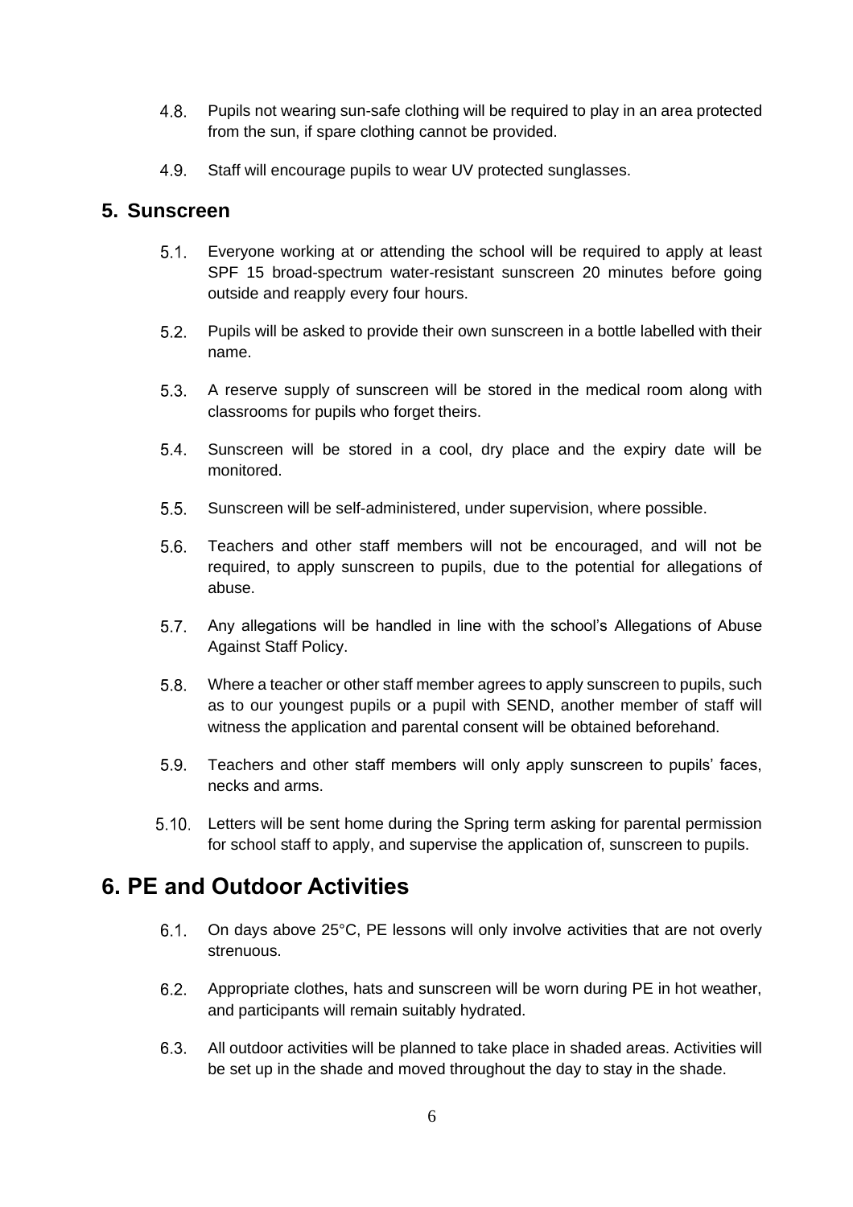4.8. Pupils not wearing sun-safe clothing will be required to play in an area protected from the sun, if spare clothing cannot be provided.

4.9. Staff will encourage pupils to wear UV protected sunglasses.

## 5. Sunscreen

5.1. Everyone working at or attending the school will be required to apply at least SPF 15 broad-spectrum water-resistant sunscreen 20 minutes before going outside and reapply every four hours.

5.2. Pupils will be asked to provide their own sunscreen in a bottle labelled with their name.

5.3. A reserve supply of sunscreen will be stored in the medical room along with classrooms for pupils who forget theirs.

5.4. Sunscreen will be stored in a cool, dry place and the expiry date will be monitored.

5.5. Sunscreen will be self-administered, under supervision, where possible.

5.6. Teachers and other staff members will not be encouraged, and will not be required, to apply sunscreen to pupils, due to the potential for allegations of abuse.

5.7. Any allegations will be handled in line with the school's Allegations of Abuse Against Staff Policy.

5.8. Where a teacher or other staff member agrees to apply sunscreen to pupils, such as to our youngest pupils or a pupil with SEND, another member of staff will witness the application and parental consent will be obtained beforehand.

5.9. Teachers and other staff members will only apply sunscreen to pupils' faces, necks and arms.

5.10. Letters will be sent home during the Spring term asking for parental permission for school staff to apply, and supervise the application of, sunscreen to pupils.

# 6. PE and Outdoor Activities

6.1. On days above 25°C, PE lessons will only involve activities that are not overly strenuous.

6.2. Appropriate clothes, hats and sunscreen will be worn during PE in hot weather, and participants will remain suitably hydrated.

6.3. All outdoor activities will be planned to take place in shaded areas. Activities will be set up in the shade and moved throughout the day to stay in the shade.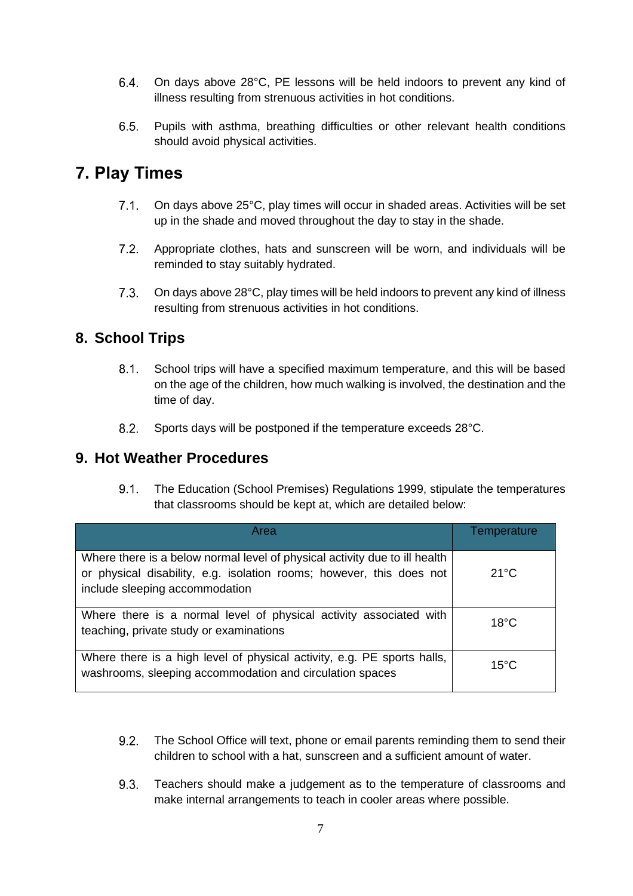6.4. On days above 28°C, PE lessons will be held indoors to prevent any kind of illness resulting from strenuous activities in hot conditions.

6.5. Pupils with asthma, breathing difficulties or other relevant health conditions should avoid physical activities.

## 7. Play Times

7.1. On days above 25°C, play times will occur in shaded areas. Activities will be set up in the shade and moved throughout the day to stay in the shade.

7.2. Appropriate clothes, hats and sunscreen will be worn, and individuals will be reminded to stay suitably hydrated.

7.3. On days above 28°C, play times will be held indoors to prevent any kind of illness resulting from strenuous activities in hot conditions.

## 8. School Trips

8.1. School trips will have a specified maximum temperature, and this will be based on the age of the children, how much walking is involved, the destination and the time of day.

8.2. Sports days will be postponed if the temperature exceeds 28°C.

## 9. Hot Weather Procedures

9.1. The Education (School Premises) Regulations 1999, stipulate the temperatures that classrooms should be kept at, which are detailed below:

| Area | Temperature |
|---|---|
| Where there is a below normal level of physical activity due to ill health or physical disability, e.g. isolation rooms; however, this does not include sleeping accommodation | 21°C |
| Where there is a normal level of physical activity associated with teaching, private study or examinations | 18°C |
| Where there is a high level of physical activity, e.g. PE sports halls, washrooms, sleeping accommodation and circulation spaces | 15°C |

9.2. The School Office will text, phone or email parents reminding them to send their children to school with a hat, sunscreen and a sufficient amount of water.

9.3. Teachers should make a judgement as to the temperature of classrooms and make internal arrangements to teach in cooler areas where possible.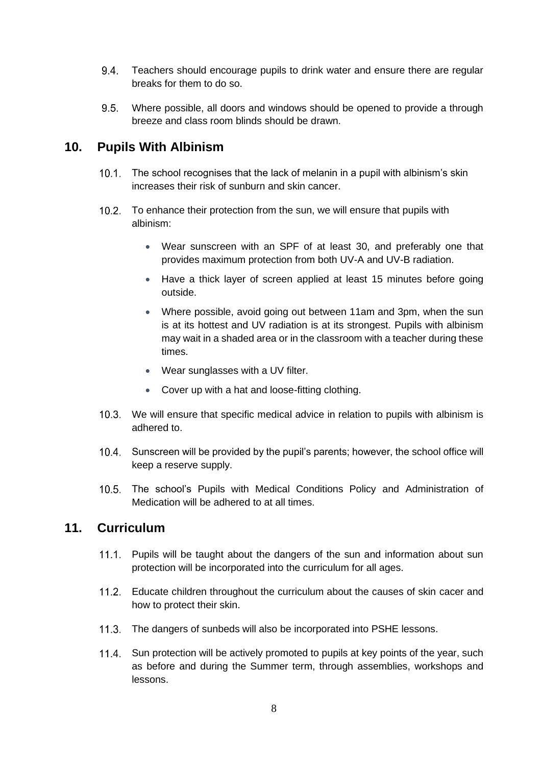9.4. Teachers should encourage pupils to drink water and ensure there are regular breaks for them to do so.

9.5. Where possible, all doors and windows should be opened to provide a through breeze and class room blinds should be drawn.

## 10. Pupils With Albinism

10.1. The school recognises that the lack of melanin in a pupil with albinism's skin increases their risk of sunburn and skin cancer.

10.2. To enhance their protection from the sun, we will ensure that pupils with albinism:

- Wear sunscreen with an SPF of at least 30, and preferably one that provides maximum protection from both UV-A and UV-B radiation.
- Have a thick layer of screen applied at least 15 minutes before going outside.
- Where possible, avoid going out between 11am and 3pm, when the sun is at its hottest and UV radiation is at its strongest. Pupils with albinism may wait in a shaded area or in the classroom with a teacher during these times.
- Wear sunglasses with a UV filter.
- Cover up with a hat and loose-fitting clothing.

10.3. We will ensure that specific medical advice in relation to pupils with albinism is adhered to.

10.4. Sunscreen will be provided by the pupil's parents; however, the school office will keep a reserve supply.

10.5. The school's Pupils with Medical Conditions Policy and Administration of Medication will be adhered to at all times.

## 11. Curriculum

11.1. Pupils will be taught about the dangers of the sun and information about sun protection will be incorporated into the curriculum for all ages.

11.2. Educate children throughout the curriculum about the causes of skin cacer and how to protect their skin.

11.3. The dangers of sunbeds will also be incorporated into PSHE lessons.

11.4. Sun protection will be actively promoted to pupils at key points of the year, such as before and during the Summer term, through assemblies, workshops and lessons.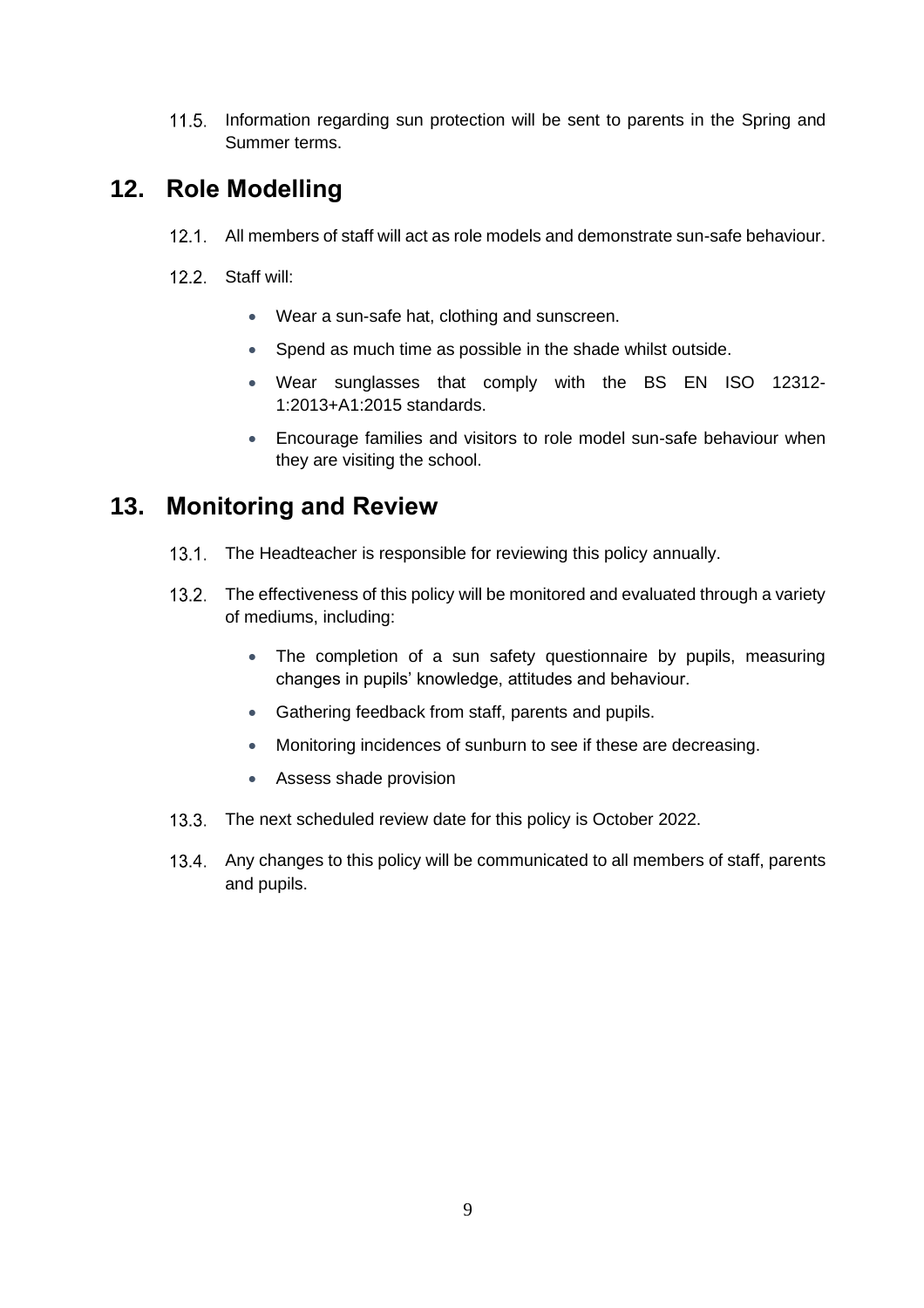11.5. Information regarding sun protection will be sent to parents in the Spring and Summer terms.

## 12. Role Modelling

12.1. All members of staff will act as role models and demonstrate sun-safe behaviour.

12.2. Staff will:

- Wear a sun-safe hat, clothing and sunscreen.
- Spend as much time as possible in the shade whilst outside.
- Wear sunglasses that comply with the BS EN ISO 12312-1:2013+A1:2015 standards.
- Encourage families and visitors to role model sun-safe behaviour when they are visiting the school.

## 13. Monitoring and Review

13.1. The Headteacher is responsible for reviewing this policy annually.

13.2. The effectiveness of this policy will be monitored and evaluated through a variety of mediums, including:

- The completion of a sun safety questionnaire by pupils, measuring changes in pupils' knowledge, attitudes and behaviour.
- Gathering feedback from staff, parents and pupils.
- Monitoring incidences of sunburn to see if these are decreasing.
- Assess shade provision

13.3. The next scheduled review date for this policy is October 2022.

13.4. Any changes to this policy will be communicated to all members of staff, parents and pupils.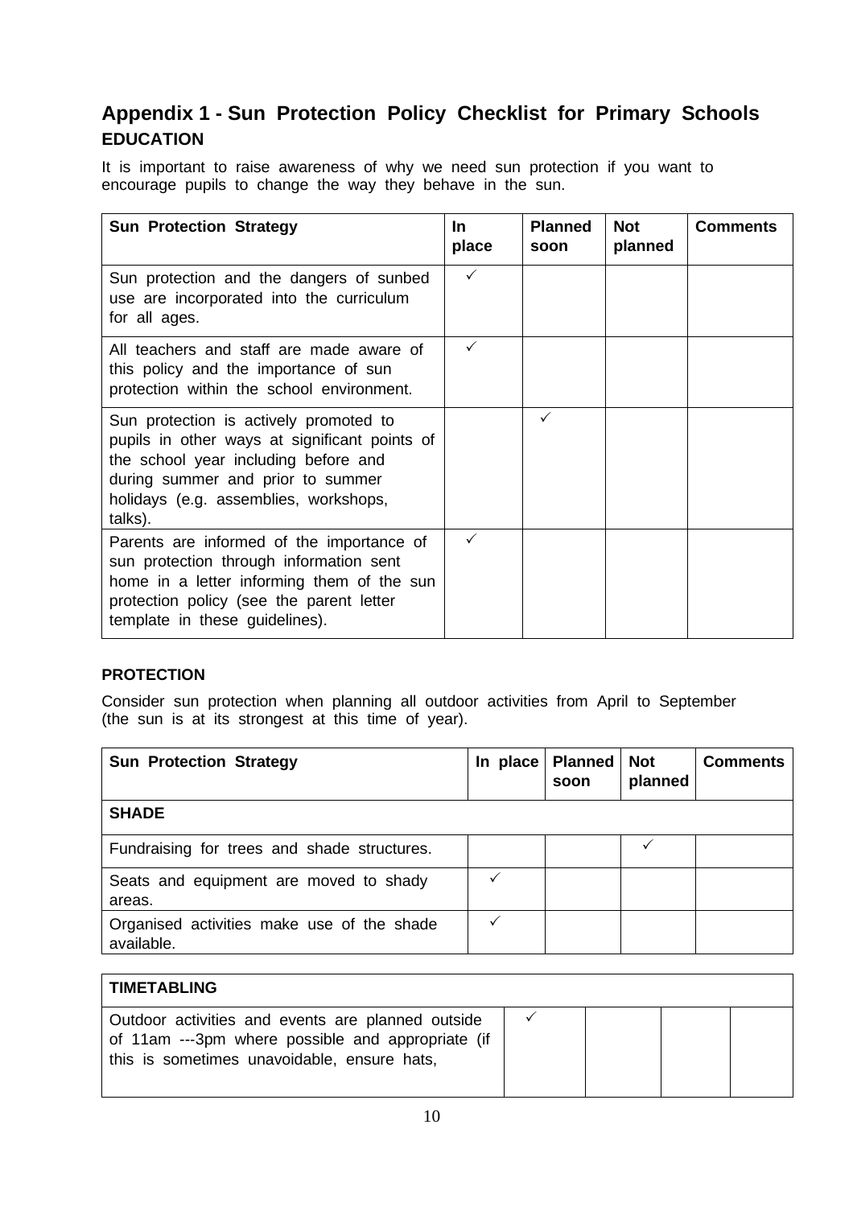## Appendix 1 - Sun Protection Policy Checklist for Primary Schools

### EDUCATION

It is important to raise awareness of why we need sun protection if you want to encourage pupils to change the way they behave in the sun.

| Sun Protection Strategy | In place | Planned soon | Not planned | Comments |
|---|---|---|---|---|
| Sun protection and the dangers of sunbed use are incorporated into the curriculum for all ages. | ✓ | | | |
| All teachers and staff are made aware of this policy and the importance of sun protection within the school environment. | ✓ | | | |
| Sun protection is actively promoted to pupils in other ways at significant points of the school year including before and during summer and prior to summer holidays (e.g. assemblies, workshops, talks). | | ✓ | | |
| Parents are informed of the importance of sun protection through information sent home in a letter informing them of the sun protection policy (see the parent letter template in these guidelines). | ✓ | | | |

### PROTECTION

Consider sun protection when planning all outdoor activities from April to September (the sun is at its strongest at this time of year).

| Sun Protection Strategy | In place | Planned soon | Not planned | Comments |
|---|---|---|---|---|
| **SHADE** | | | | |
| Fundraising for trees and shade structures. | | | ✓ | |
| Seats and equipment are moved to shady areas. | ✓ | | | |
| Organised activities make use of the shade available. | ✓ | | | |
| **TIMETABLING** | | | | |
| Outdoor activities and events are planned outside of 11am ---3pm where possible and appropriate (if this is sometimes unavoidable, ensure hats, | ✓ | | | |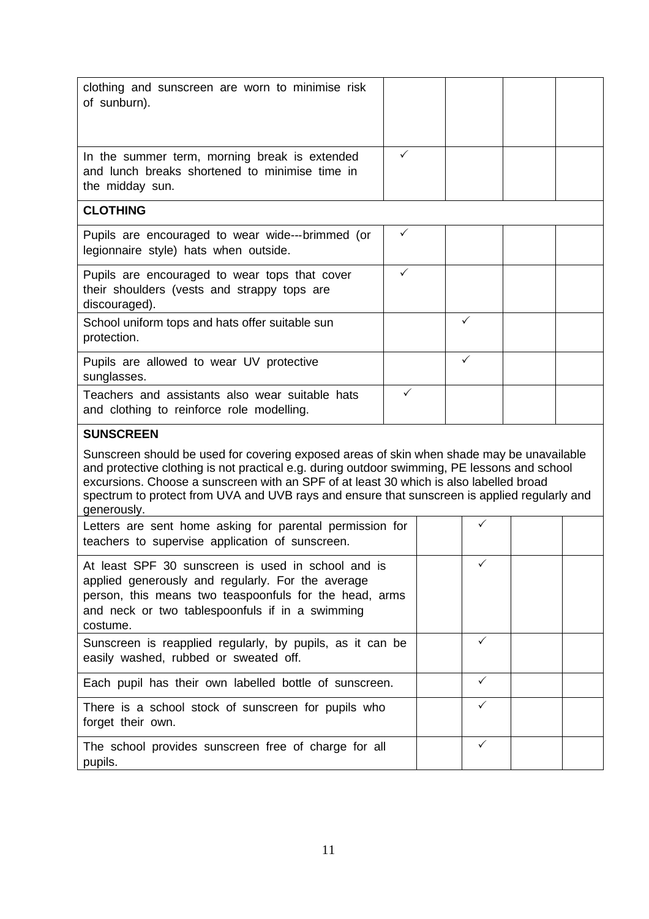| | | | | |
|---|---|---|---|---|
| clothing and sunscreen are worn to minimise risk of sunburn). | | | | |
| In the summer term, morning break is extended and lunch breaks shortened to minimise time in the midday sun. | ✓ | | | |
| **CLOTHING** | | | | |
| Pupils are encouraged to wear wide---brimmed (or legionnaire style) hats when outside. | ✓ | | | |
| Pupils are encouraged to wear tops that cover their shoulders (vests and strappy tops are discouraged). | ✓ | | | |
| School uniform tops and hats offer suitable sun protection. | | ✓ | | |
| Pupils are allowed to wear UV protective sunglasses. | | ✓ | | |
| Teachers and assistants also wear suitable hats and clothing to reinforce role modelling. | ✓ | | | |
| **SUNSCREEN**<br><br>Sunscreen should be used for covering exposed areas of skin when shade may be unavailable and protective clothing is not practical e.g. during outdoor swimming, PE lessons and school excursions. Choose a sunscreen with an SPF of at least 30 which is also labelled broad spectrum to protect from UVA and UVB rays and ensure that sunscreen is applied regularly and generously. | | | | |
| Letters are sent home asking for parental permission for teachers to supervise application of sunscreen. | | ✓ | | |
| At least SPF 30 sunscreen is used in school and is applied generously and regularly. For the average person, this means two teaspoonfuls for the head, arms and neck or two tablespoonfuls if in a swimming costume. | | ✓ | | |
| Sunscreen is reapplied regularly, by pupils, as it can be easily washed, rubbed or sweated off. | | ✓ | | |
| Each pupil has their own labelled bottle of sunscreen. | | ✓ | | |
| There is a school stock of sunscreen for pupils who forget their own. | | ✓ | | |
| The school provides sunscreen free of charge for all pupils. | | ✓ | | |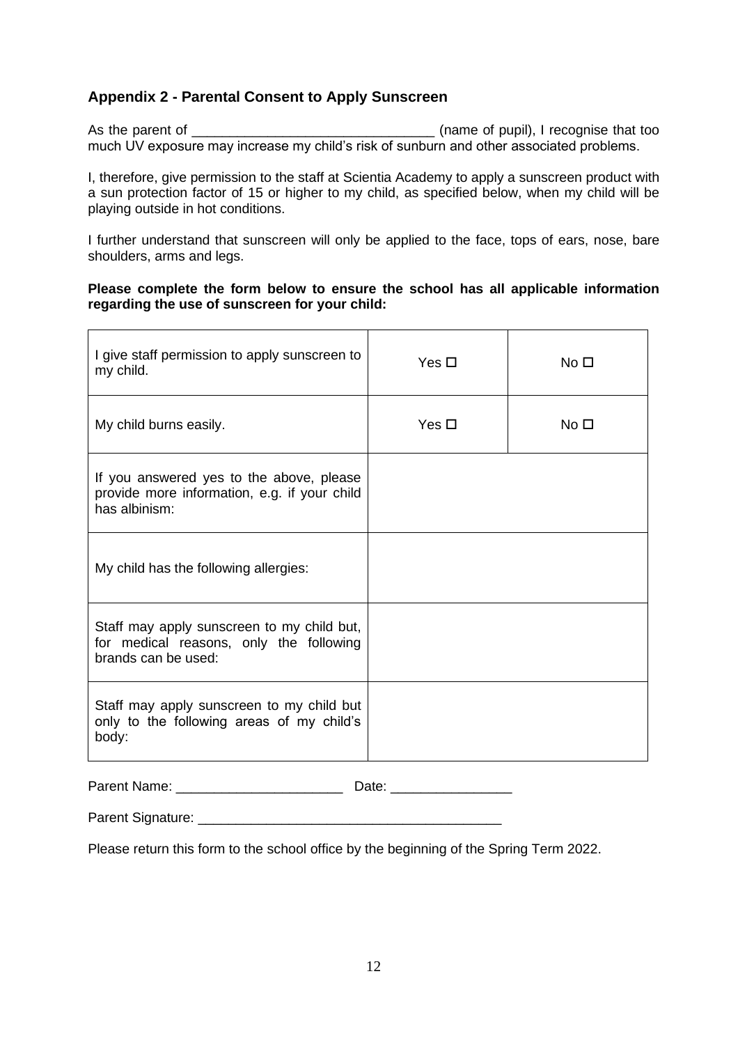## Appendix 2 - Parental Consent to Apply Sunscreen

As the parent of ________________________________ (name of pupil), I recognise that too much UV exposure may increase my child's risk of sunburn and other associated problems.

I, therefore, give permission to the staff at Scientia Academy to apply a sunscreen product with a sun protection factor of 15 or higher to my child, as specified below, when my child will be playing outside in hot conditions.

I further understand that sunscreen will only be applied to the face, tops of ears, nose, bare shoulders, arms and legs.

**Please complete the form below to ensure the school has all applicable information regarding the use of sunscreen for your child:**

| | | |
|---|---|---|
| I give staff permission to apply sunscreen to my child. | Yes ☐ | No ☐ |
| My child burns easily. | Yes ☐ | No ☐ |
| If you answered yes to the above, please provide more information, e.g. if your child has albinism: | | |
| My child has the following allergies: | | |
| Staff may apply sunscreen to my child but, for medical reasons, only the following brands can be used: | | |
| Staff may apply sunscreen to my child but only to the following areas of my child's body: | | |

Parent Name: ______________________ Date: ________________

Parent Signature: ________________________________________

Please return this form to the school office by the beginning of the Spring Term 2022.